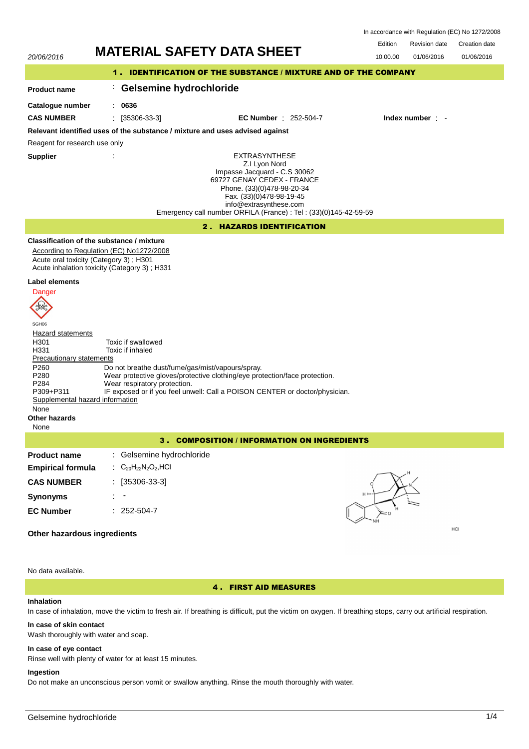In accordance with Regulation (EC) No 1272/2008

| 20/06/2016 | MATERIAL SAFETY DATA SHEET | Edition | Revision date | Creation date |
|---|---|---|---|---|
| | | 10.00.00 | 01/06/2016 | 01/06/2016 |

## 1 . IDENTIFICATION OF THE SUBSTANCE / MIXTURE AND OF THE COMPANY

**Product name** : **Gelsemine hydrochloride**

**Catalogue number** : **0636**

**CAS NUMBER** : [35306-33-3] **EC Number** : 252-504-7 **Index number** : -

**Relevant identified uses of the substance / mixture and uses advised against**

Reagent for research use only

**Supplier** :

EXTRASYNTHESE
Z.I Lyon Nord
Impasse Jacquard - C.S 30062
69727 GENAY CEDEX - FRANCE
Phone. (33)(0)478-98-20-34
Fax. (33)(0)478-98-19-45
info@extrasynthese.com
Emergency call number ORFILA (France) : Tel : (33)(0)145-42-59-59

## 2 . HAZARDS IDENTIFICATION

**Classification of the substance / mixture**

According to Regulation (EC) No1272/2008
Acute oral toxicity (Category 3) ; H301
Acute inhalation toxicity (Category 3) ; H331

**Label elements**

Danger

SGH06

Hazard statements

| | |
|---|---|
| H301 | Toxic if swallowed |
| H331 | Toxic if inhaled |

Precautionary statements

| | |
|---|---|
| P260 | Do not breathe dust/fume/gas/mist/vapours/spray. |
| P280 | Wear protective gloves/protective clothing/eye protection/face protection. |
| P284 | Wear respiratory protection. |
| P309+P311 | IF exposed or if you feel unwell: Call a POISON CENTER or doctor/physician. |

Supplemental hazard information

None

**Other hazards**

None

## 3 . COMPOSITION / INFORMATION ON INGREDIENTS

**Product name** : Gelsemine hydrochloride

**Empirical formula** : $C_{20}H_{22}N_2O_2$,HCl

**CAS NUMBER** : [35306-33-3]

**Synonyms** : -

**EC Number** : 252-504-7

**Other hazardous ingredients**

No data available.

## 4 . FIRST AID MEASURES

**Inhalation**

In case of inhalation, move the victim to fresh air. If breathing is difficult, put the victim on oxygen. If breathing stops, carry out artificial respiration.

**In case of skin contact**

Wash thoroughly with water and soap.

**In case of eye contact**

Rinse well with plenty of water for at least 15 minutes.

**Ingestion**

Do not make an unconscious person vomit or swallow anything. Rinse the mouth thoroughly with water.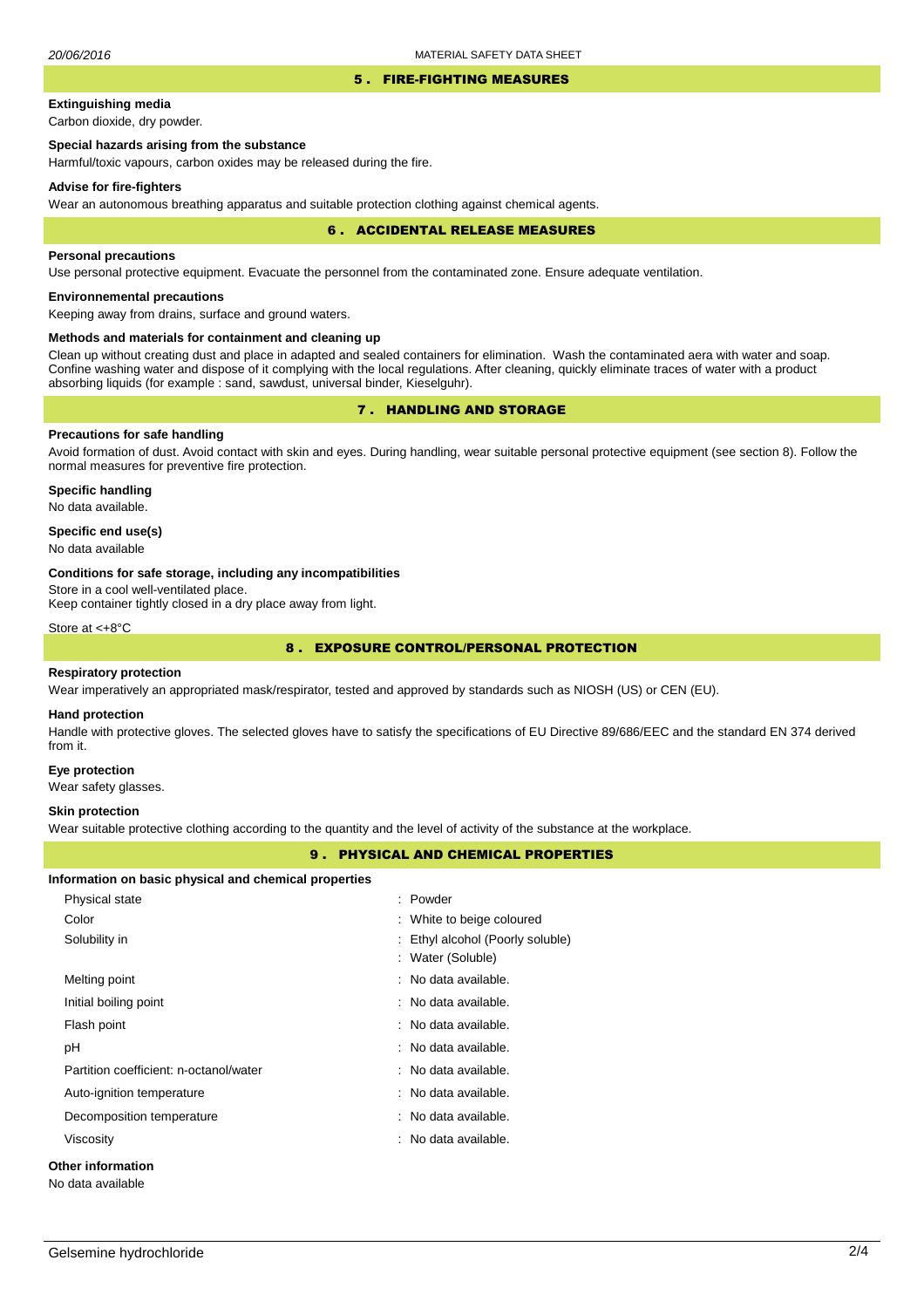## 5 . FIRE-FIGHTING MEASURES

**Extinguishing media**

Carbon dioxide, dry powder.

**Special hazards arising from the substance**

Harmful/toxic vapours, carbon oxides may be released during the fire.

**Advise for fire-fighters**

Wear an autonomous breathing apparatus and suitable protection clothing against chemical agents.

## 6 . ACCIDENTAL RELEASE MEASURES

**Personal precautions**

Use personal protective equipment. Evacuate the personnel from the contaminated zone. Ensure adequate ventilation.

**Environnemental precautions**

Keeping away from drains, surface and ground waters.

**Methods and materials for containment and cleaning up**

Clean up without creating dust and place in adapted and sealed containers for elimination. Wash the contaminated aera with water and soap. Confine washing water and dispose of it complying with the local regulations. After cleaning, quickly eliminate traces of water with a product absorbing liquids (for example : sand, sawdust, universal binder, Kieselguhr).

## 7 . HANDLING AND STORAGE

**Precautions for safe handling**

Avoid formation of dust. Avoid contact with skin and eyes. During handling, wear suitable personal protective equipment (see section 8). Follow the normal measures for preventive fire protection.

**Specific handling**

No data available.

**Specific end use(s)**

No data available

**Conditions for safe storage, including any incompatibilities**

Store in a cool well-ventilated place.
Keep container tightly closed in a dry place away from light.

Store at <+8°C

## 8 . EXPOSURE CONTROL/PERSONAL PROTECTION

**Respiratory protection**

Wear imperatively an appropriated mask/respirator, tested and approved by standards such as NIOSH (US) or CEN (EU).

**Hand protection**

Handle with protective gloves. The selected gloves have to satisfy the specifications of EU Directive 89/686/EEC and the standard EN 374 derived from it.

**Eye protection**

Wear safety glasses.

**Skin protection**

Wear suitable protective clothing according to the quantity and the level of activity of the substance at the workplace.

## 9 . PHYSICAL AND CHEMICAL PROPERTIES

**Information on basic physical and chemical properties**

| | |
|---|---|
| Physical state | : Powder |
| Color | : White to beige coloured |
| Solubility in | : Ethyl alcohol (Poorly soluble) |
| | : Water (Soluble) |
| Melting point | : No data available. |
| Initial boiling point | : No data available. |
| Flash point | : No data available. |
| pH | : No data available. |
| Partition coefficient: n-octanol/water | : No data available. |
| Auto-ignition temperature | : No data available. |
| Decomposition temperature | : No data available. |
| Viscosity | : No data available. |

**Other information**

No data available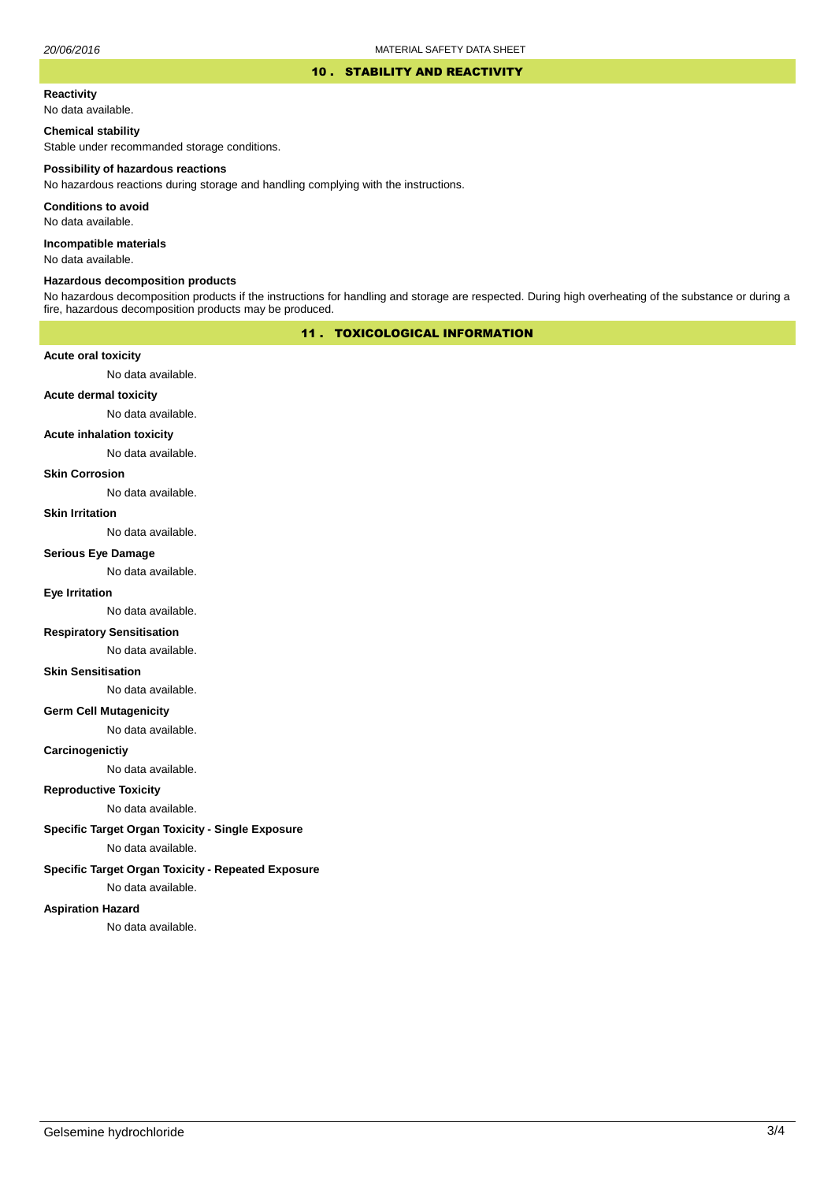## 10 . STABILITY AND REACTIVITY

**Reactivity**

No data available.

**Chemical stability**

Stable under recommanded storage conditions.

**Possibility of hazardous reactions**

No hazardous reactions during storage and handling complying with the instructions.

**Conditions to avoid**

No data available.

**Incompatible materials**

No data available.

**Hazardous decomposition products**

No hazardous decomposition products if the instructions for handling and storage are respected. During high overheating of the substance or during a fire, hazardous decomposition products may be produced.

## 11 . TOXICOLOGICAL INFORMATION

**Acute oral toxicity**

No data available.

**Acute dermal toxicity**

No data available.

**Acute inhalation toxicity**

No data available.

**Skin Corrosion**

No data available.

**Skin Irritation**

No data available.

**Serious Eye Damage**

No data available.

**Eye Irritation**

No data available.

**Respiratory Sensitisation**

No data available.

**Skin Sensitisation**

No data available.

**Germ Cell Mutagenicity**

No data available.

**Carcinogenictiy**

No data available.

**Reproductive Toxicity**

No data available.

**Specific Target Organ Toxicity - Single Exposure**

No data available.

**Specific Target Organ Toxicity - Repeated Exposure**

No data available.

**Aspiration Hazard**

No data available.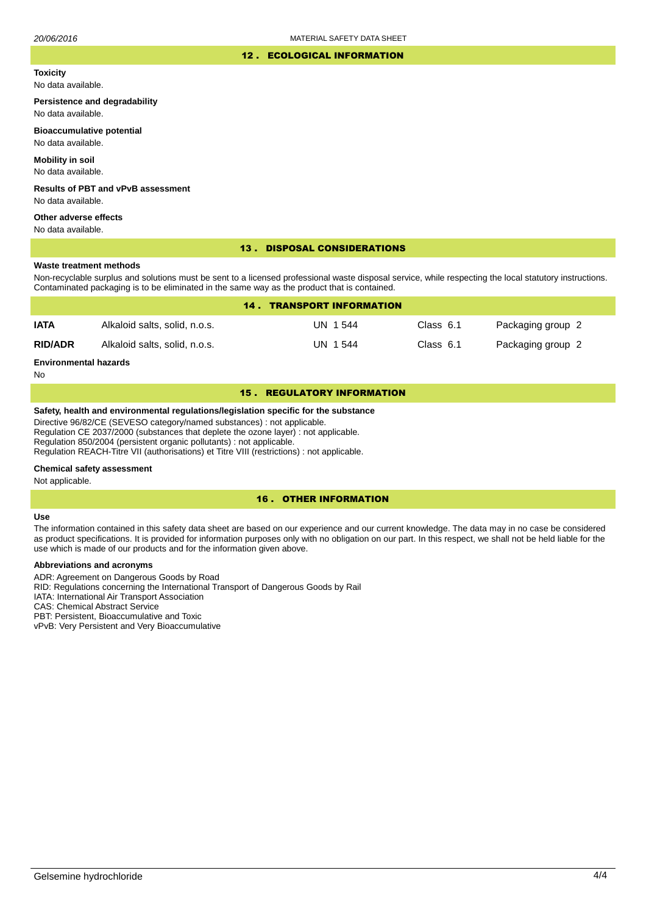## 12 . ECOLOGICAL INFORMATION

**Toxicity**

No data available.

**Persistence and degradability**

No data available.

**Bioaccumulative potential**

No data available.

**Mobility in soil**

No data available.

**Results of PBT and vPvB assessment**

No data available.

**Other adverse effects**

No data available.

## 13 . DISPOSAL CONSIDERATIONS

**Waste treatment methods**

Non-recyclable surplus and solutions must be sent to a licensed professional waste disposal service, while respecting the local statutory instructions. Contaminated packaging is to be eliminated in the same way as the product that is contained.

## 14 . TRANSPORT INFORMATION

| | | | | |
|---|---|---|---|---|
| **IATA** | Alkaloid salts, solid, n.o.s. | UN 1 544 | Class 6.1 | Packaging group 2 |
| **RID/ADR** | Alkaloid salts, solid, n.o.s. | UN 1 544 | Class 6.1 | Packaging group 2 |

**Environmental hazards**

No

## 15 . REGULATORY INFORMATION

**Safety, health and environmental regulations/legislation specific for the substance**

Directive 96/82/CE (SEVESO category/named substances) : not applicable.
Regulation CE 2037/2000 (substances that deplete the ozone layer) : not applicable.
Regulation 850/2004 (persistent organic pollutants) : not applicable.
Regulation REACH-Titre VII (authorisations) et Titre VIII (restrictions) : not applicable.

**Chemical safety assessment**

Not applicable.

## 16 . OTHER INFORMATION

**Use**

The information contained in this safety data sheet are based on our experience and our current knowledge. The data may in no case be considered as product specifications. It is provided for information purposes only with no obligation on our part. In this respect, we shall not be held liable for the use which is made of our products and for the information given above.

**Abbreviations and acronyms**

ADR: Agreement on Dangerous Goods by Road
RID: Regulations concerning the International Transport of Dangerous Goods by Rail
IATA: International Air Transport Association
CAS: Chemical Abstract Service
PBT: Persistent, Bioaccumulative and Toxic
vPvB: Very Persistent and Very Bioaccumulative